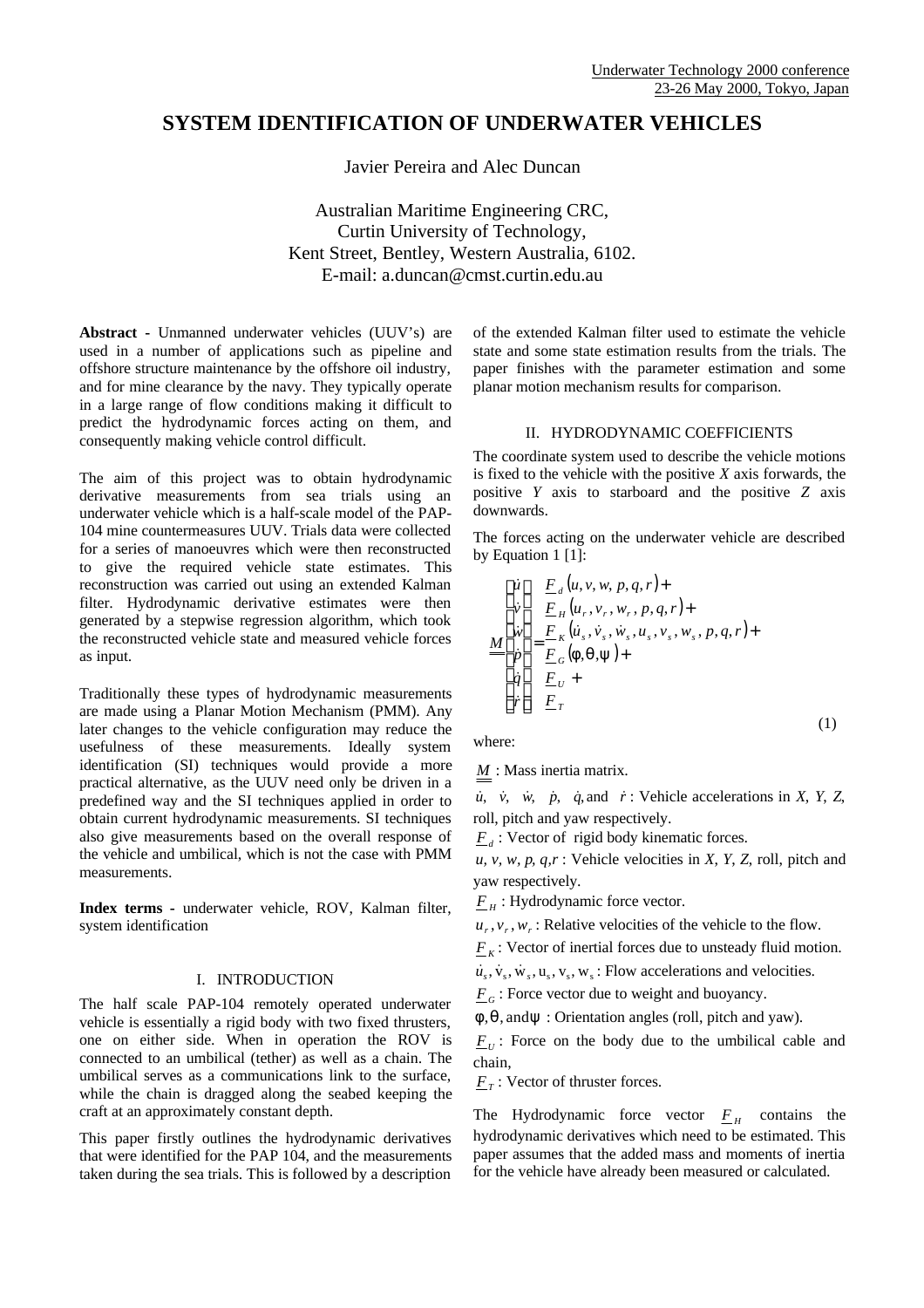Underwater Technology 2000 conference
23-26 May 2000, Tokyo, Japan

# SYSTEM IDENTIFICATION OF UNDERWATER VEHICLES

Javier Pereira and Alec Duncan

Australian Maritime Engineering CRC,
Curtin University of Technology,
Kent Street, Bentley, Western Australia, 6102.
E-mail: a.duncan@cmst.curtin.edu.au

**Abstract -** Unmanned underwater vehicles (UUV's) are used in a number of applications such as pipeline and offshore structure maintenance by the offshore oil industry, and for mine clearance by the navy. They typically operate in a large range of flow conditions making it difficult to predict the hydrodynamic forces acting on them, and consequently making vehicle control difficult.

The aim of this project was to obtain hydrodynamic derivative measurements from sea trials using an underwater vehicle which is a half-scale model of the PAP-104 mine countermeasures UUV. Trials data were collected for a series of manoeuvres which were then reconstructed to give the required vehicle state estimates. This reconstruction was carried out using an extended Kalman filter. Hydrodynamic derivative estimates were then generated by a stepwise regression algorithm, which took the reconstructed vehicle state and measured vehicle forces as input.

Traditionally these types of hydrodynamic measurements are made using a Planar Motion Mechanism (PMM). Any later changes to the vehicle configuration may reduce the usefulness of these measurements. Ideally system identification (SI) techniques would provide a more practical alternative, as the UUV need only be driven in a predefined way and the SI techniques applied in order to obtain current hydrodynamic measurements. SI techniques also give measurements based on the overall response of the vehicle and umbilical, which is not the case with PMM measurements.

**Index terms -** underwater vehicle, ROV, Kalman filter, system identification

## I. INTRODUCTION

The half scale PAP-104 remotely operated underwater vehicle is essentially a rigid body with two fixed thrusters, one on either side. When in operation the ROV is connected to an umbilical (tether) as well as a chain. The umbilical serves as a communications link to the surface, while the chain is dragged along the seabed keeping the craft at an approximately constant depth.

This paper firstly outlines the hydrodynamic derivatives that were identified for the PAP 104, and the measurements taken during the sea trials. This is followed by a description of the extended Kalman filter used to estimate the vehicle state and some state estimation results from the trials. The paper finishes with the parameter estimation and some planar motion mechanism results for comparison.

## II. HYDRODYNAMIC COEFFICIENTS

The coordinate system used to describe the vehicle motions is fixed to the vehicle with the positive *X* axis forwards, the positive *Y* axis to starboard and the positive *Z* axis downwards.

The forces acting on the underwater vehicle are described by Equation 1 [1]:

$$\underline{\underline{M}}\begin{bmatrix}\dot{u}\\ \dot{v}\\ \dot{w}\\ \dot{p}\\ \dot{q}\\ \dot{r}\end{bmatrix} = \begin{matrix}\underline{F}_d(u,v,w,p,q,r)+\\ \underline{F}_H(u_r,v_r,w_r,p,q,r)+\\ \underline{F}_K(\dot{u}_s,\dot{v}_s,\dot{w}_s,u_s,v_s,w_s,p,q,r)+\\ \underline{F}_G(\phi,\theta,\psi)+\\ \underline{F}_U+\\ \underline{F}_T\end{matrix} \tag{1}$$

where:

$\underline{\underline{M}}$ : Mass inertia matrix.

$\dot{u},\ \dot{v},\ \dot{w},\ \dot{p},\ \dot{q},$ and $\dot{r}$ : Vehicle accelerations in *X*, *Y*, *Z*, roll, pitch and yaw respectively.

$\underline{F}_d$ : Vector of rigid body kinematic forces.

$u, v, w, p, q, r$ : Vehicle velocities in *X*, *Y*, *Z*, roll, pitch and yaw respectively.

$\underline{F}_H$ : Hydrodynamic force vector.

$u_r, v_r, w_r$ : Relative velocities of the vehicle to the flow.

$\underline{F}_K$ : Vector of inertial forces due to unsteady fluid motion.

$\dot{u}_s, \dot{v}_s, \dot{w}_s, u_s, v_s, w_s$ : Flow accelerations and velocities.

$\underline{F}_G$ : Force vector due to weight and buoyancy.

$\phi, \theta,$ and $\psi$ : Orientation angles (roll, pitch and yaw).

$\underline{F}_U$ : Force on the body due to the umbilical cable and chain,

$\underline{F}_T$ : Vector of thruster forces.

The Hydrodynamic force vector $\underline{F}_H$ contains the hydrodynamic derivatives which need to be estimated. This paper assumes that the added mass and moments of inertia for the vehicle have already been measured or calculated.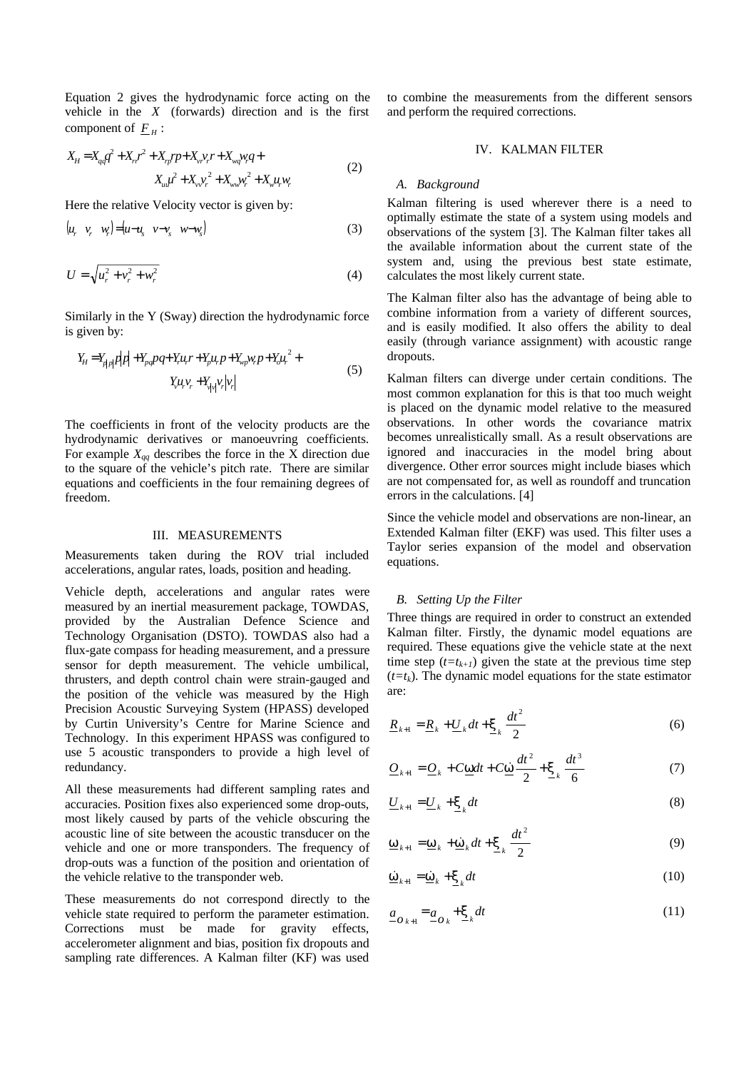Equation 2 gives the hydrodynamic force acting on the vehicle in the $X$ (forwards) direction and is the first component of $\underline{F}_H$:

$$X_H = X_{qq}q^2 + X_{rr}r^2 + X_{rp}rp + X_{vr}v_r r + X_{wq}w_r q + X_{uu}u^2 + X_{vv}v_r^2 + X_{ww}w_r^2 + X_w u_r w_r \tag{2}$$

Here the relative Velocity vector is given by:

$$\left(u_r \quad v_r \quad w_r\right) = \left(u - u_s \quad v - v_s \quad w - w_s\right) \tag{3}$$

$$U = \sqrt{u_r^2 + v_r^2 + w_r^2} \tag{4}$$

Similarly in the Y (Sway) direction the hydrodynamic force is given by:

$$Y_H = Y_{p|p|}p|p| + Y_{pq}pq + Y_r u_r r + Y_p u_r p + Y_{wp}w_r p + Y_o u_r^2 + Y_v u_r v_r + Y_{v|v|}v_r|v_r| \tag{5}$$

The coefficients in front of the velocity products are the hydrodynamic derivatives or manoeuvring coefficients. For example $X_{qq}$ describes the force in the X direction due to the square of the vehicle's pitch rate. There are similar equations and coefficients in the four remaining degrees of freedom.

## III. MEASUREMENTS

Measurements taken during the ROV trial included accelerations, angular rates, loads, position and heading.

Vehicle depth, accelerations and angular rates were measured by an inertial measurement package, TOWDAS, provided by the Australian Defence Science and Technology Organisation (DSTO). TOWDAS also had a flux-gate compass for heading measurement, and a pressure sensor for depth measurement. The vehicle umbilical, thrusters, and depth control chain were strain-gauged and the position of the vehicle was measured by the High Precision Acoustic Surveying System (HPASS) developed by Curtin University's Centre for Marine Science and Technology. In this experiment HPASS was configured to use 5 acoustic transponders to provide a high level of redundancy.

All these measurements had different sampling rates and accuracies. Position fixes also experienced some drop-outs, most likely caused by parts of the vehicle obscuring the acoustic line of site between the acoustic transducer on the vehicle and one or more transponders. The frequency of drop-outs was a function of the position and orientation of the vehicle relative to the transponder web.

These measurements do not correspond directly to the vehicle state required to perform the parameter estimation. Corrections must be made for gravity effects, accelerometer alignment and bias, position fix dropouts and sampling rate differences. A Kalman filter (KF) was used to combine the measurements from the different sensors and perform the required corrections.

## IV. KALMAN FILTER

### A. Background

Kalman filtering is used wherever there is a need to optimally estimate the state of a system using models and observations of the system [3]. The Kalman filter takes all the available information about the current state of the system and, using the previous best state estimate, calculates the most likely current state.

The Kalman filter also has the advantage of being able to combine information from a variety of different sources, and is easily modified. It also offers the ability to deal easily (through variance assignment) with acoustic range dropouts.

Kalman filters can diverge under certain conditions. The most common explanation for this is that too much weight is placed on the dynamic model relative to the measured observations. In other words the covariance matrix becomes unrealistically small. As a result observations are ignored and inaccuracies in the model bring about divergence. Other error sources might include biases which are not compensated for, as well as roundoff and truncation errors in the calculations. [4]

Since the vehicle model and observations are non-linear, an Extended Kalman filter (EKF) was used. This filter uses a Taylor series expansion of the model and observation equations.

### B. Setting Up the Filter

Three things are required in order to construct an extended Kalman filter. Firstly, the dynamic model equations are required. These equations give the vehicle state at the next time step ($t=t_{k+1}$) given the state at the previous time step ($t=t_k$). The dynamic model equations for the state estimator are:

$$\underline{R}_{k+1} = \underline{R}_k + \underline{U}_k dt + \underline{\xi}_k \frac{dt^2}{2} \tag{6}$$

$$\underline{O}_{k+1} = \underline{O}_k + C\underline{\omega}dt + C\underline{\dot{\omega}}\frac{dt^2}{2} + \underline{\xi}_k \frac{dt^3}{6} \tag{7}$$

$$\underline{U}_{k+1} = \underline{U}_k + \underline{\xi}_k dt \tag{8}$$

$$\underline{\omega}_{k+1} = \underline{\omega}_k + \underline{\dot{\omega}}_k dt + \underline{\xi}_k \frac{dt^2}{2} \tag{9}$$

$$\underline{\dot{\omega}}_{k+1} = \underline{\dot{\omega}}_k + \underline{\xi}_k dt \tag{10}$$

$$\underline{a}_{O\,k+1} = \underline{a}_{O\,k} + \underline{\xi}_k dt \tag{11}$$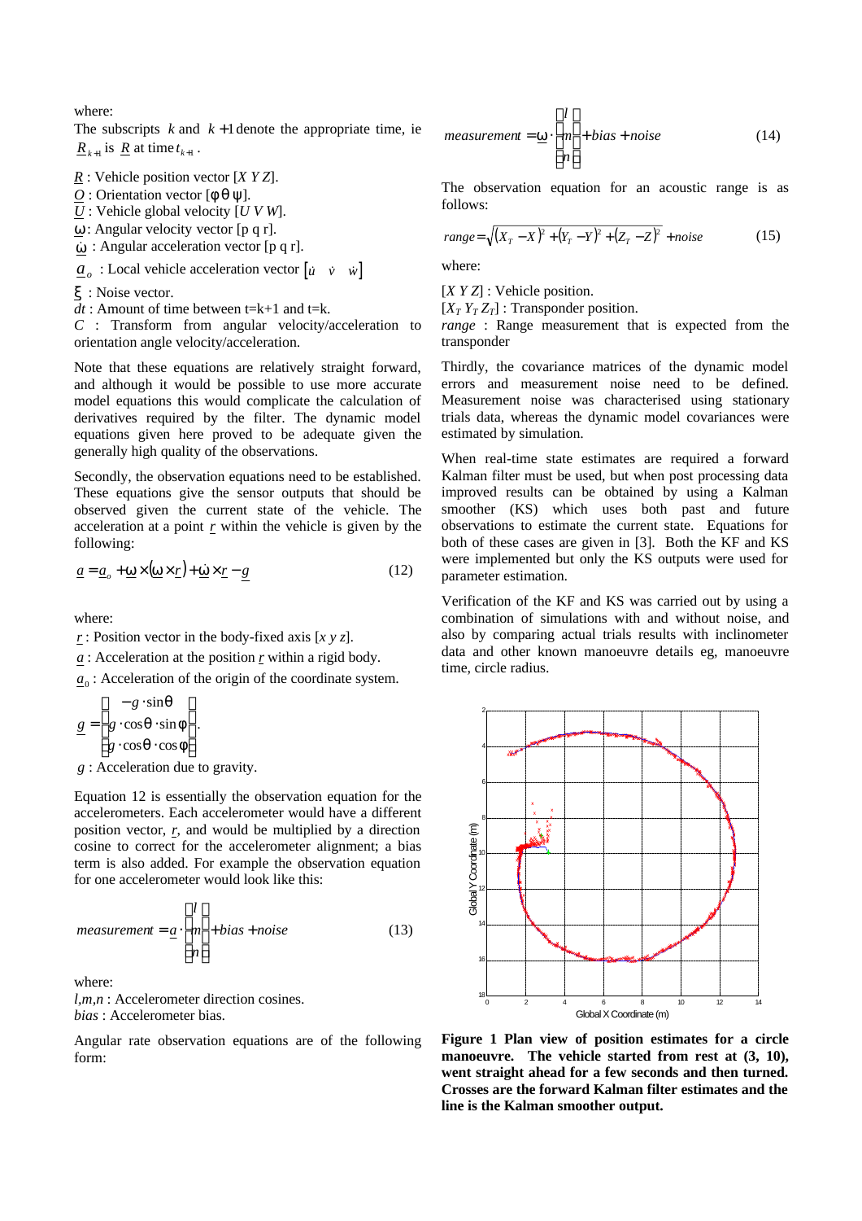where:
The subscripts $k$ and $k+1$ denote the appropriate time, ie $\underline{R}_{k+1}$ is $\underline{R}$ at time $t_{k+1}$.

$\underline{R}$ : Vehicle position vector [$X$ $Y$ $Z$].
$\underline{O}$ : Orientation vector [$\phi$ $\theta$ $\psi$].
$\underline{U}$ : Vehicle global velocity [$U$ $V$ $W$].
$\underline{\omega}$ : Angular velocity vector [p q r].
$\underline{\dot{\omega}}$ : Angular acceleration vector [p q r].
$\underline{a}_o$ : Local vehicle acceleration vector $[\dot{u} \quad \dot{v} \quad \dot{w}]$
$\underline{\xi}$ : Noise vector.
$dt$ : Amount of time between t=k+1 and t=k.
$C$ : Transform from angular velocity/acceleration to orientation angle velocity/acceleration.

Note that these equations are relatively straight forward, and although it would be possible to use more accurate model equations this would complicate the calculation of derivatives required by the filter. The dynamic model equations given here proved to be adequate given the generally high quality of the observations.

Secondly, the observation equations need to be established. These equations give the sensor outputs that should be observed given the current state of the vehicle. The acceleration at a point $\underline{r}$ within the vehicle is given by the following:

$$\underline{a} = \underline{a}_o + \underline{\omega} \times (\underline{\omega} \times \underline{r}) + \underline{\dot{\omega}} \times \underline{r} - \underline{g} \tag{12}$$

where:
$\underline{r}$ : Position vector in the body-fixed axis [$x$ $y$ $z$].
$\underline{a}$ : Acceleration at the position $\underline{r}$ within a rigid body.
$\underline{a}_0$ : Acceleration of the origin of the coordinate system.

$$\underline{g} = \begin{bmatrix} -g \cdot \sin\theta \\ g \cdot \cos\theta \cdot \sin\phi \\ g \cdot \cos\theta \cdot \cos\phi \end{bmatrix}.$$

$g$ : Acceleration due to gravity.

Equation 12 is essentially the observation equation for the accelerometers. Each accelerometer would have a different position vector, $\underline{r}$, and would be multiplied by a direction cosine to correct for the accelerometer alignment; a bias term is also added. For example the observation equation for one accelerometer would look like this:

$$measurement = \underline{a} \cdot \begin{bmatrix} l \\ m \\ n \end{bmatrix} + bias + noise \tag{13}$$

where:
$l,m,n$ : Accelerometer direction cosines.
$bias$ : Accelerometer bias.

Angular rate observation equations are of the following form:

$$measurement = \underline{\omega} \cdot \begin{bmatrix} l \\ m \\ n \end{bmatrix} + bias + noise \tag{14}$$

The observation equation for an acoustic range is as follows:

$$range = \sqrt{(X_T - X)^2 + (Y_T - Y)^2 + (Z_T - Z)^2} + noise \tag{15}$$

where:
[$X$ $Y$ $Z$] : Vehicle position.
[$X_T$ $Y_T$ $Z_T$] : Transponder position.
$range$ : Range measurement that is expected from the transponder

Thirdly, the covariance matrices of the dynamic model errors and measurement noise need to be defined. Measurement noise was characterised using stationary trials data, whereas the dynamic model covariances were estimated by simulation.

When real-time state estimates are required a forward Kalman filter must be used, but when post processing data improved results can be obtained by using a Kalman smoother (KS) which uses both past and future observations to estimate the current state. Equations for both of these cases are given in [3]. Both the KF and KS were implemented but only the KS outputs were used for parameter estimation.

Verification of the KF and KS was carried out by using a combination of simulations with and without noise, and also by comparing actual trials results with inclinometer data and other known manoeuvre details eg, manoeuvre time, circle radius.

**Figure 1 Plan view of position estimates for a circle manoeuvre. The vehicle started from rest at (3, 10), went straight ahead for a few seconds and then turned. Crosses are the forward Kalman filter estimates and the line is the Kalman smoother output.**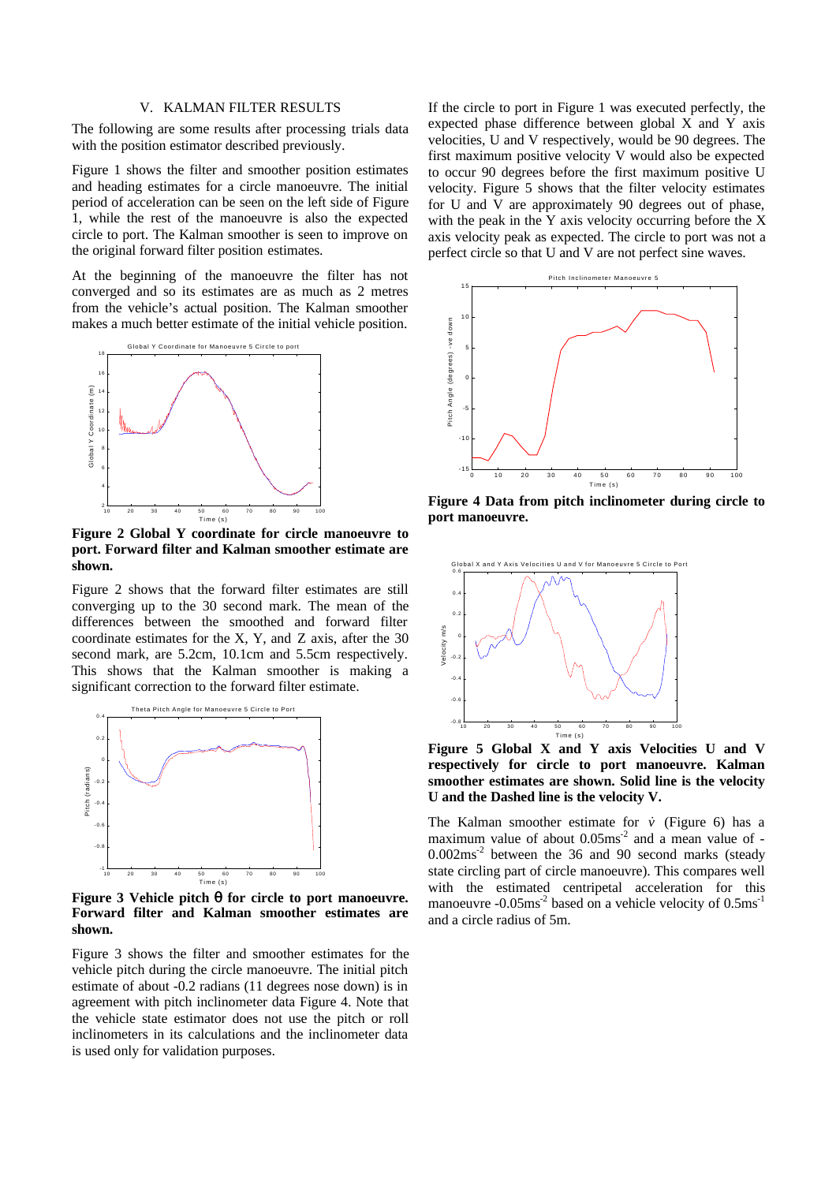## V. KALMAN FILTER RESULTS

The following are some results after processing trials data with the position estimator described previously.

Figure 1 shows the filter and smoother position estimates and heading estimates for a circle manoeuvre. The initial period of acceleration can be seen on the left side of Figure 1, while the rest of the manoeuvre is also the expected circle to port. The Kalman smoother is seen to improve on the original forward filter position estimates.

At the beginning of the manoeuvre the filter has not converged and so its estimates are as much as 2 metres from the vehicle's actual position. The Kalman smoother makes a much better estimate of the initial vehicle position.

**Figure 2 Global Y coordinate for circle manoeuvre to port. Forward filter and Kalman smoother estimate are shown.**

Figure 2 shows that the forward filter estimates are still converging up to the 30 second mark. The mean of the differences between the smoothed and forward filter coordinate estimates for the X, Y, and Z axis, after the 30 second mark, are 5.2cm, 10.1cm and 5.5cm respectively. This shows that the Kalman smoother is making a significant correction to the forward filter estimate.

**Figure 3 Vehicle pitch $\theta$ for circle to port manoeuvre. Forward filter and Kalman smoother estimates are shown.**

Figure 3 shows the filter and smoother estimates for the vehicle pitch during the circle manoeuvre. The initial pitch estimate of about -0.2 radians (11 degrees nose down) is in agreement with pitch inclinometer data Figure 4. Note that the vehicle state estimator does not use the pitch or roll inclinometers in its calculations and the inclinometer data is used only for validation purposes.

If the circle to port in Figure 1 was executed perfectly, the expected phase difference between global X and Y axis velocities, U and V respectively, would be 90 degrees. The first maximum positive velocity V would also be expected to occur 90 degrees before the first maximum positive U velocity. Figure 5 shows that the filter velocity estimates for U and V are approximately 90 degrees out of phase, with the peak in the Y axis velocity occurring before the X axis velocity peak as expected. The circle to port was not a perfect circle so that U and V are not perfect sine waves.

**Figure 4 Data from pitch inclinometer during circle to port manoeuvre.**

**Figure 5 Global X and Y axis Velocities U and V respectively for circle to port manoeuvre. Kalman smoother estimates are shown. Solid line is the velocity U and the Dashed line is the velocity V.**

The Kalman smoother estimate for $\dot{v}$ (Figure 6) has a maximum value of about 0.05ms$^{-2}$ and a mean value of -0.002ms$^{-2}$ between the 36 and 90 second marks (steady state circling part of circle manoeuvre). This compares well with the estimated centripetal acceleration for this manoeuvre -0.05ms$^{-2}$ based on a vehicle velocity of 0.5ms$^{-1}$ and a circle radius of 5m.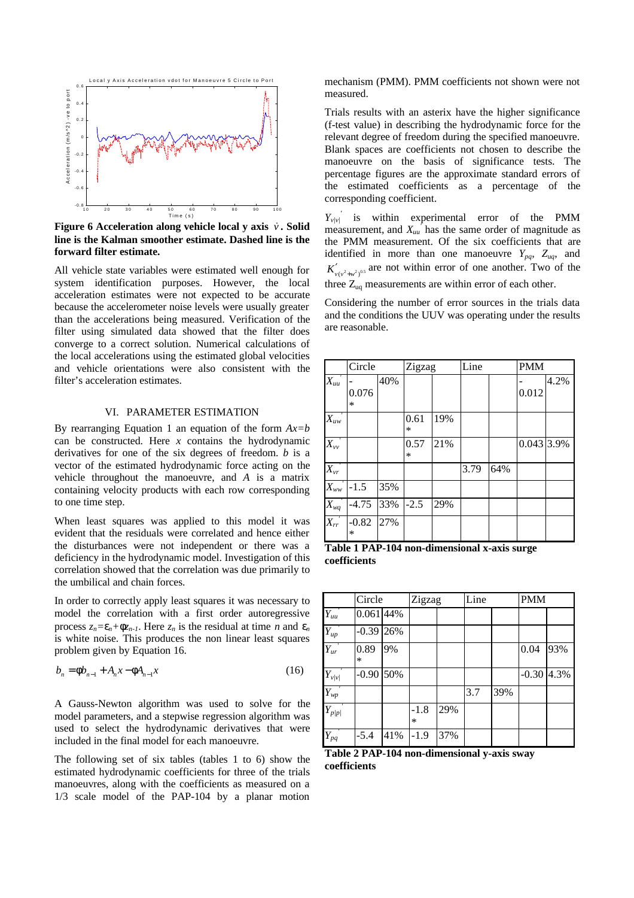**Figure 6 Acceleration along vehicle local y axis $\dot{v}$. Solid line is the Kalman smoother estimate. Dashed line is the forward filter estimate.**

All vehicle state variables were estimated well enough for system identification purposes. However, the local acceleration estimates were not expected to be accurate because the accelerometer noise levels were usually greater than the accelerations being measured. Verification of the filter using simulated data showed that the filter does converge to a correct solution. Numerical calculations of the local accelerations using the estimated global velocities and vehicle orientations were also consistent with the filter's acceleration estimates.

## VI. PARAMETER ESTIMATION

By rearranging Equation 1 an equation of the form $Ax=b$ can be constructed. Here $x$ contains the hydrodynamic derivatives for one of the six degrees of freedom. $b$ is a vector of the estimated hydrodynamic force acting on the vehicle throughout the manoeuvre, and $A$ is a matrix containing velocity products with each row corresponding to one time step.

When least squares was applied to this model it was evident that the residuals were correlated and hence either the disturbances were not independent or there was a deficiency in the hydrodynamic model. Investigation of this correlation showed that the correlation was due primarily to the umbilical and chain forces.

In order to correctly apply least squares it was necessary to model the correlation with a first order autoregressive process $z_n=\varepsilon_n+\phi z_{n-1}$. Here $z_n$ is the residual at time $n$ and $\varepsilon_n$ is white noise. This produces the non linear least squares problem given by Equation 16.

$$b_n = \phi b_{n-1} + A_n x - \phi A_{n-1} x \tag{16}$$

A Gauss-Newton algorithm was used to solve for the model parameters, and a stepwise regression algorithm was used to select the hydrodynamic derivatives that were included in the final model for each manoeuvre.

The following set of six tables (tables 1 to 6) show the estimated hydrodynamic coefficients for three of the trials manoeuvres, along with the coefficients as measured on a 1/3 scale model of the PAP-104 by a planar motion mechanism (PMM). PMM coefficients not shown were not measured.

Trials results with an asterix have the higher significance (f-test value) in describing the hydrodynamic force for the relevant degree of freedom during the specified manoeuvre. Blank spaces are coefficients not chosen to describe the manoeuvre on the basis of significance tests. The percentage figures are the approximate standard errors of the estimated coefficients as a percentage of the corresponding coefficient.

$Y'_{v|v|}$ is within experimental error of the PMM measurement, and $X'_{uu}$ has the same order of magnitude as the PMM measurement. Of the six coefficients that are identified in more than one manoeuvre $Y'_{pq}$, $Z'_{uq}$, and $K'_{v(v^2+w^2)^{0.5}}$ are not within error of one another. Two of the three $Z_{uq}$ measurements are within error of each other.

Considering the number of error sources in the trials data and the conditions the UUV was operating under the results are reasonable.

| | Circle | | Zigzag | | Line | | PMM | |
|---|---|---|---|---|---|---|---|---|
| $X'_{uu}$ | -0.076 * | 40% | | | | | -0.012 | 4.2% |
| $X'_{uw}$ | | | 0.61 * | 19% | | | | |
| $X'_{vv}$ | | | 0.57 * | 21% | | | 0.043 | 3.9% |
| $X'_{vr}$ | | | | | 3.79 | 64% | | |
| $X'_{ww}$ | -1.5 | 35% | | | | | | |
| $X'_{wq}$ | -4.75 | 33% | -2.5 | 29% | | | | |
| $X'_{rr}$ | -0.82 * | 27% | | | | | | |

**Table 1 PAP-104 non-dimensional x-axis surge coefficients**

| | Circle | | Zigzag | | Line | | PMM | |
|---|---|---|---|---|---|---|---|---|
| $Y'_{uu}$ | 0.061 | 44% | | | | | | |
| $Y'_{up}$ | -0.39 | 26% | | | | | | |
| $Y'_{ur}$ | 0.89 * | 9% | | | | | 0.04 | 93% |
| $Y'_{v\|v\|}$ | -0.90 | 50% | | | | | -0.30 | 4.3% |
| $Y'_{wp}$ | | | | | 3.7 | 39% | | |
| $Y'_{p\|p\|}$ | | | -1.8 * | 29% | | | | |
| $Y'_{pq}$ | -5.4 | 41% | -1.9 | 37% | | | | |

**Table 2 PAP-104 non-dimensional y-axis sway coefficients**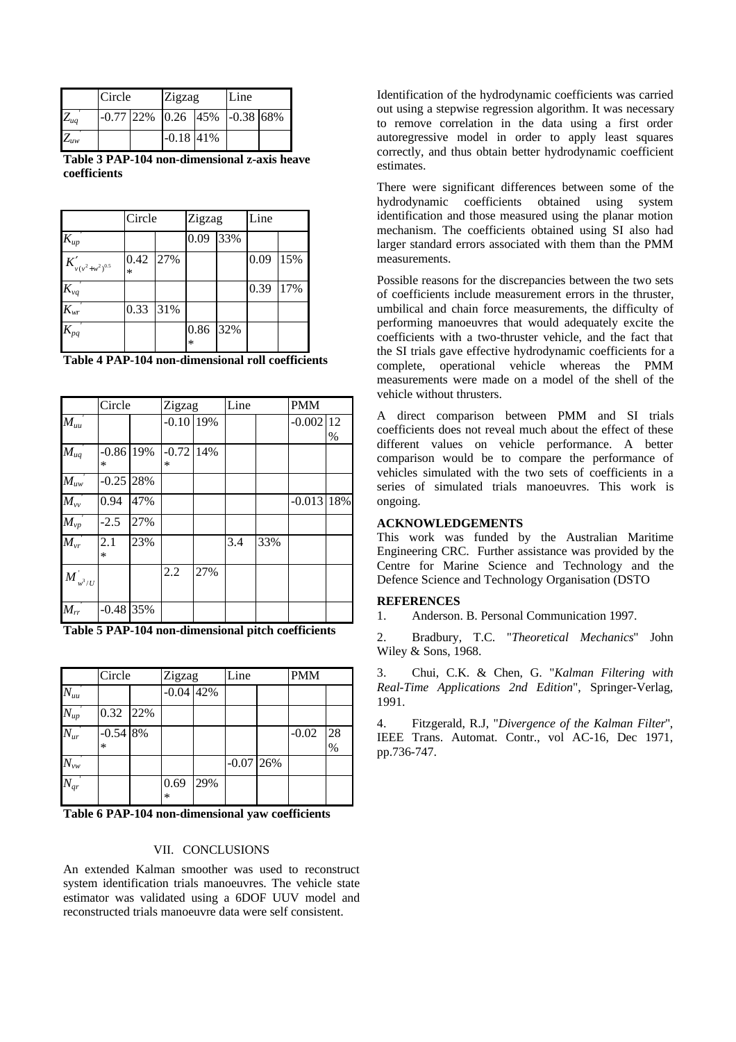| | Circle | | Zigzag | | Line | |
|---|---|---|---|---|---|---|
| $Z_{uq}'$ | -0.77 | 22% | 0.26 | 45% | -0.38 | 68% |
| $Z_{uw}'$ | | | -0.18 | 41% | | |

**Table 3 PAP-104 non-dimensional z-axis heave coefficients**

| | Circle | | Zigzag | | Line | |
|---|---|---|---|---|---|---|
| $K_{up}'$ | | | 0.09 | 33% | | |
| $K'_{v(v^2+w^2)^{0.5}}$ | 0.42 * | 27% | | | 0.09 | 15% |
| $K_{vq}'$ | | | | | 0.39 | 17% |
| $K_{wr}'$ | 0.33 | 31% | | | | |
| $K_{pq}'$ | | | 0.86 * | 32% | | |

**Table 4 PAP-104 non-dimensional roll coefficients**

| | Circle | | Zigzag | | Line | | PMM | |
|---|---|---|---|---|---|---|---|---|
| $M_{uu}'$ | | | -0.10 | 19% | | | -0.002 | 12 % |
| $M_{uq}'$ | -0.86 * | 19% | -0.72 * | 14% | | | | |
| $M_{uw}'$ | -0.25 | 28% | | | | | | |
| $M_{vv}'$ | 0.94 | 47% | | | | | -0.013 | 18% |
| $M_{vp}'$ | -2.5 | 27% | | | | | | |
| $M_{vr}'$ | 2.1 * | 23% | | | 3.4 | 33% | | |
| $M'_{w^3/U}$ | | | 2.2 | 27% | | | | |
| $M_{rr}'$ | -0.48 | 35% | | | | | | |

**Table 5 PAP-104 non-dimensional pitch coefficients**

| | Circle | | Zigzag | | Line | | PMM | |
|---|---|---|---|---|---|---|---|---|
| $N_{uu}'$ | | | -0.04 | 42% | | | | |
| $N_{up}'$ | 0.32 | 22% | | | | | | |
| $N_{ur}'$ | -0.54 * | 8% | | | | | -0.02 | 28 % |
| $N_{vw}'$ | | | | | -0.07 | 26% | | |
| $N_{qr}'$ | | | 0.69 * | 29% | | | | |

**Table 6 PAP-104 non-dimensional yaw coefficients**

## VII. CONCLUSIONS

An extended Kalman smoother was used to reconstruct system identification trials manoeuvres. The vehicle state estimator was validated using a 6DOF UUV model and reconstructed trials manoeuvre data were self consistent.

Identification of the hydrodynamic coefficients was carried out using a stepwise regression algorithm. It was necessary to remove correlation in the data using a first order autoregressive model in order to apply least squares correctly, and thus obtain better hydrodynamic coefficient estimates.

There were significant differences between some of the hydrodynamic coefficients obtained using system identification and those measured using the planar motion mechanism. The coefficients obtained using SI also had larger standard errors associated with them than the PMM measurements.

Possible reasons for the discrepancies between the two sets of coefficients include measurement errors in the thruster, umbilical and chain force measurements, the difficulty of performing manoeuvres that would adequately excite the coefficients with a two-thruster vehicle, and the fact that the SI trials gave effective hydrodynamic coefficients for a complete, operational vehicle whereas the PMM measurements were made on a model of the shell of the vehicle without thrusters.

A direct comparison between PMM and SI trials coefficients does not reveal much about the effect of these different values on vehicle performance. A better comparison would be to compare the performance of vehicles simulated with the two sets of coefficients in a series of simulated trials manoeuvres. This work is ongoing.

### ACKNOWLEDGEMENTS

This work was funded by the Australian Maritime Engineering CRC. Further assistance was provided by the Centre for Marine Science and Technology and the Defence Science and Technology Organisation (DSTO

### REFERENCES

1. Anderson. B. Personal Communication 1997.

2. Bradbury, T.C. "*Theoretical Mechanics*" John Wiley & Sons, 1968.

3. Chui, C.K. & Chen, G. "*Kalman Filtering with Real-Time Applications 2nd Edition*", Springer-Verlag, 1991.

4. Fitzgerald, R.J, "*Divergence of the Kalman Filter*", IEEE Trans. Automat. Contr., vol AC-16, Dec 1971, pp.736-747.